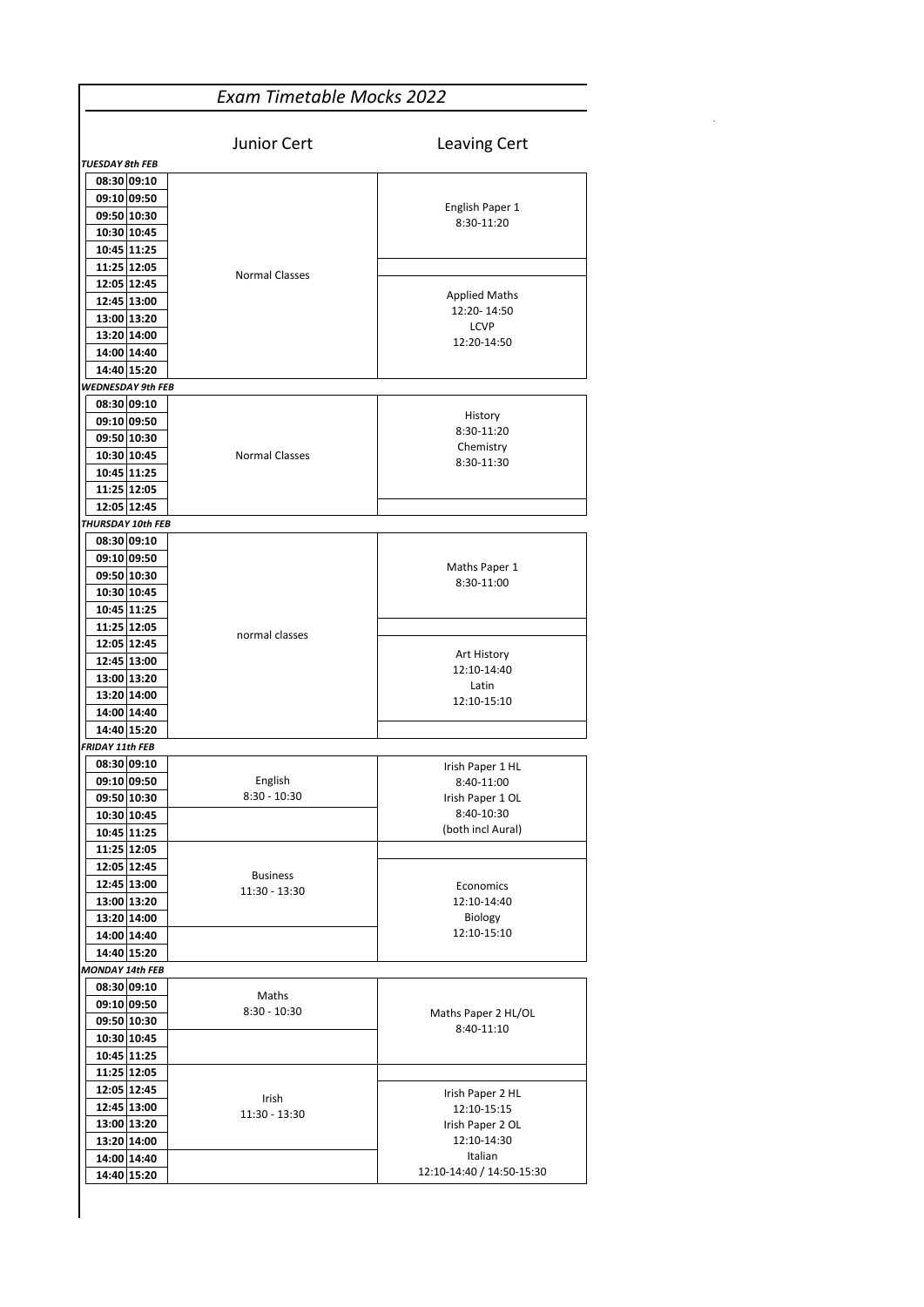# *Exam Timetable Mocks 2022*

| Time | | Junior Cert | Leaving Cert |
|---|---|---|---|
| ***TUESDAY 8th FEB*** | | | |
| 08:30 | 09:10 | Normal Classes | English Paper 1 8:30-11:20 |
| 09:10 | 09:50 | | |
| 09:50 | 10:30 | | |
| 10:30 | 10:45 | | |
| 10:45 | 11:25 | | |
| 11:25 | 12:05 | | |
| 12:05 | 12:45 | | Applied Maths 12:20- 14:50 LCVP 12:20-14:50 |
| 12:45 | 13:00 | | |
| 13:00 | 13:20 | | |
| 13:20 | 14:00 | | |
| 14:00 | 14:40 | | |
| 14:40 | 15:20 | | |
| ***WEDNESDAY 9th FEB*** | | | |
| 08:30 | 09:10 | Normal Classes | History 8:30-11:20 Chemistry 8:30-11:30 |
| 09:10 | 09:50 | | |
| 09:50 | 10:30 | | |
| 10:30 | 10:45 | | |
| 10:45 | 11:25 | | |
| 11:25 | 12:05 | | |
| 12:05 | 12:45 | | |
| ***THURSDAY 10th FEB*** | | | |
| 08:30 | 09:10 | normal classes | Maths Paper 1 8:30-11:00 |
| 09:10 | 09:50 | | |
| 09:50 | 10:30 | | |
| 10:30 | 10:45 | | |
| 10:45 | 11:25 | | |
| 11:25 | 12:05 | | |
| 12:05 | 12:45 | | Art History 12:10-14:40 Latin 12:10-15:10 |
| 12:45 | 13:00 | | |
| 13:00 | 13:20 | | |
| 13:20 | 14:00 | | |
| 14:00 | 14:40 | | |
| 14:40 | 15:20 | | |
| ***FRIDAY 11th FEB*** | | | |
| 08:30 | 09:10 | English 8:30 - 10:30 | Irish Paper 1 HL 8:40-11:00 Irish Paper 1 OL 8:40-10:30 (both incl Aural) |
| 09:10 | 09:50 | | |
| 09:50 | 10:30 | | |
| 10:30 | 10:45 | | |
| 10:45 | 11:25 | | |
| 11:25 | 12:05 | Business 11:30 - 13:30 | |
| 12:05 | 12:45 | | Economics 12:10-14:40 Biology 12:10-15:10 |
| 12:45 | 13:00 | | |
| 13:00 | 13:20 | | |
| 13:20 | 14:00 | | |
| 14:00 | 14:40 | | |
| 14:40 | 15:20 | | |
| ***MONDAY 14th FEB*** | | | |
| 08:30 | 09:10 | Maths 8:30 - 10:30 | Maths Paper 2 HL/OL 8:40-11:10 |
| 09:10 | 09:50 | | |
| 09:50 | 10:30 | | |
| 10:30 | 10:45 | | |
| 10:45 | 11:25 | | |
| 11:25 | 12:05 | Irish 11:30 - 13:30 | |
| 12:05 | 12:45 | | Irish Paper 2 HL 12:10-15:15 Irish Paper 2 OL 12:10-14:30 Italian 12:10-14:40 / 14:50-15:30 |
| 12:45 | 13:00 | | |
| 13:00 | 13:20 | | |
| 13:20 | 14:00 | | |
| 14:00 | 14:40 | | |
| 14:40 | 15:20 | | |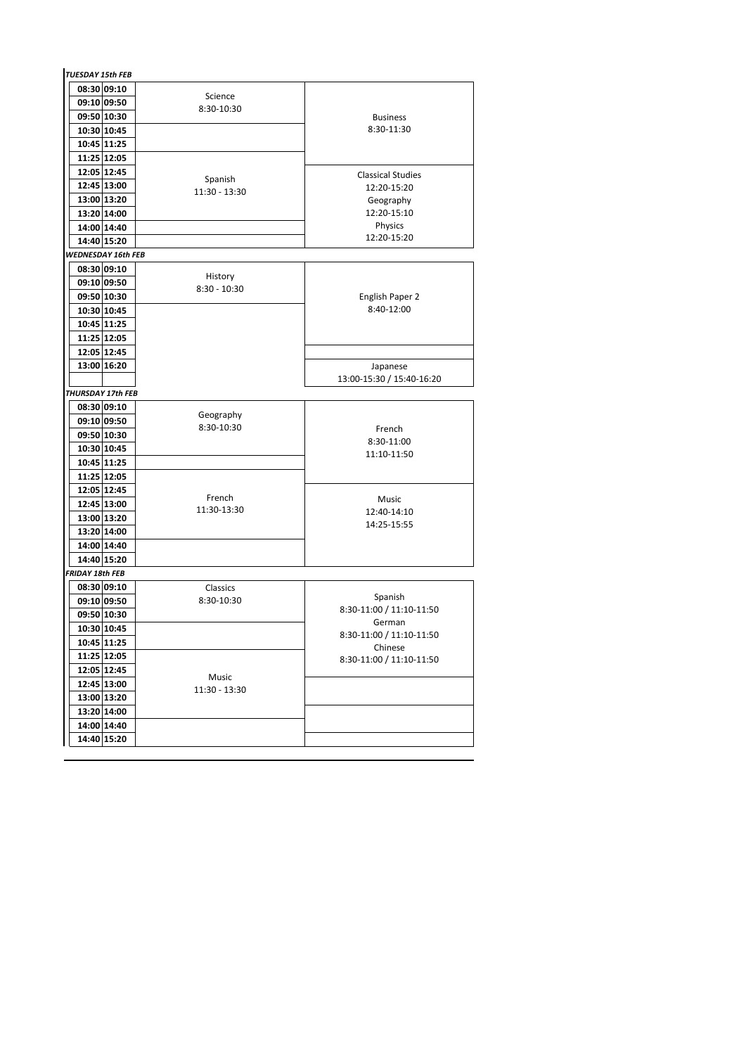***TUESDAY 15th FEB***

| | | | |
|---|---|---|---|
| 08:30 | 09:10 | Science<br>8:30-10:30 | Business<br>8:30-11:30 |
| 09:10 | 09:50 | | |
| 09:50 | 10:30 | | |
| 10:30 | 10:45 | | |
| 10:45 | 11:25 | | |
| 11:25 | 12:05 | Spanish<br>11:30 - 13:30 | |
| 12:05 | 12:45 | | Classical Studies<br>12:20-15:20<br>Geography<br>12:20-15:10<br>Physics<br>12:20-15:20 |
| 12:45 | 13:00 | | |
| 13:00 | 13:20 | | |
| 13:20 | 14:00 | | |
| 14:00 | 14:40 | | |
| 14:40 | 15:20 | | |

***WEDNESDAY 16th FEB***

| | | | |
|---|---|---|---|
| 08:30 | 09:10 | History<br>8:30 - 10:30 | English Paper 2<br>8:40-12:00 |
| 09:10 | 09:50 | | |
| 09:50 | 10:30 | | |
| 10:30 | 10:45 | | |
| 10:45 | 11:25 | | |
| 11:25 | 12:05 | | |
| 12:05 | 12:45 | | |
| 13:00 | 16:20 | | Japanese<br>13:00-15:30 / 15:40-16:20 |

***THURSDAY 17th FEB***

| | | | |
|---|---|---|---|
| 08:30 | 09:10 | Geography<br>8:30-10:30 | French<br>8:30-11:00<br>11:10-11:50 |
| 09:10 | 09:50 | | |
| 09:50 | 10:30 | | |
| 10:30 | 10:45 | | |
| 10:45 | 11:25 | | |
| 11:25 | 12:05 | French<br>11:30-13:30 | |
| 12:05 | 12:45 | | Music<br>12:40-14:10<br>14:25-15:55 |
| 12:45 | 13:00 | | |
| 13:00 | 13:20 | | |
| 13:20 | 14:00 | | |
| 14:00 | 14:40 | | |
| 14:40 | 15:20 | | |

***FRIDAY 18th FEB***

| | | | |
|---|---|---|---|
| 08:30 | 09:10 | Classics<br>8:30-10:30 | Spanish<br>8:30-11:00 / 11:10-11:50<br>German<br>8:30-11:00 / 11:10-11:50<br>Chinese<br>8:30-11:00 / 11:10-11:50 |
| 09:10 | 09:50 | | |
| 09:50 | 10:30 | | |
| 10:30 | 10:45 | | |
| 10:45 | 11:25 | | |
| 11:25 | 12:05 | Music<br>11:30 - 13:30 | |
| 12:05 | 12:45 | | |
| 12:45 | 13:00 | | |
| 13:00 | 13:20 | | |
| 13:20 | 14:00 | | |
| 14:00 | 14:40 | | |
| 14:40 | 15:20 | | |